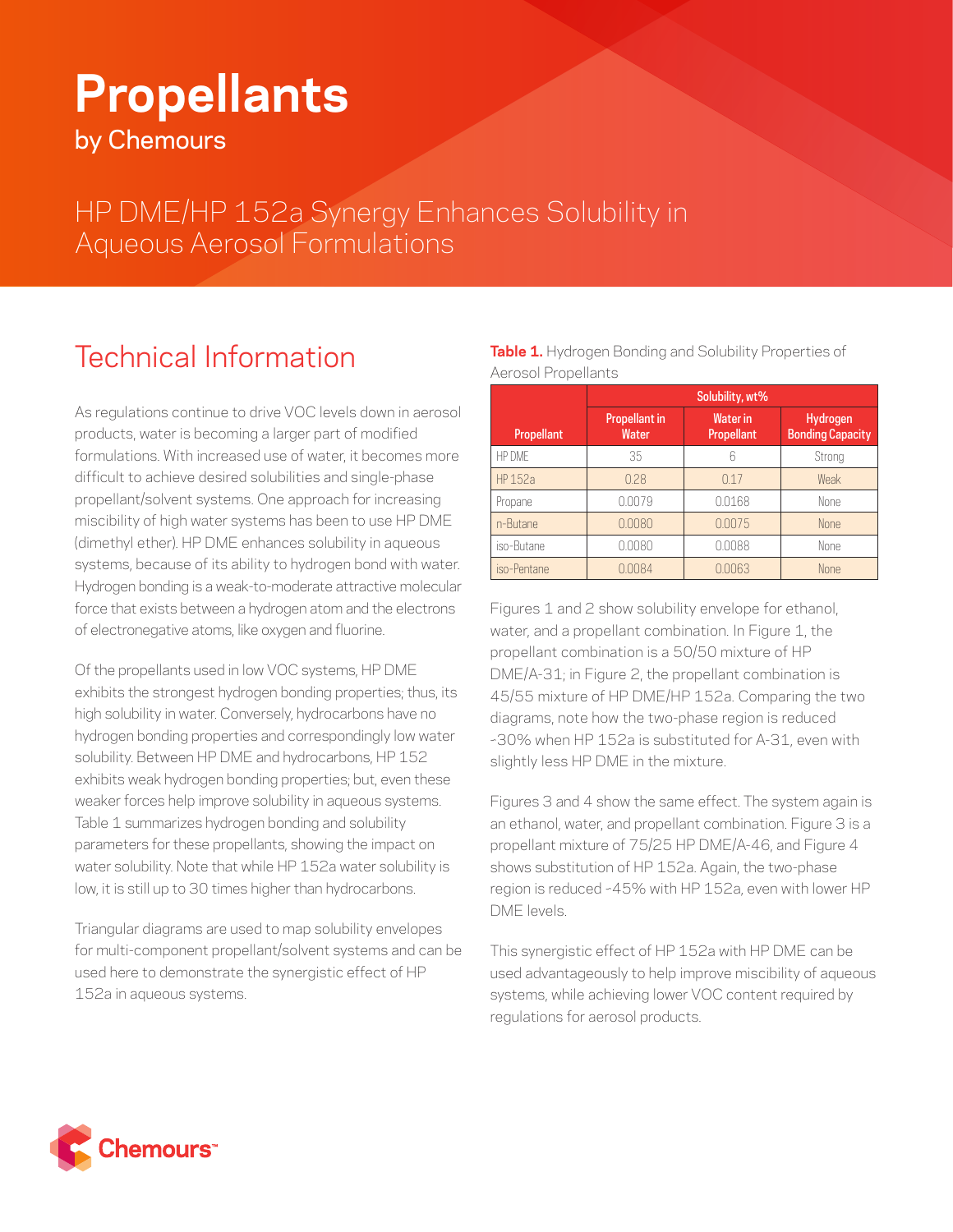# Propellants

by Chemours

## HP DME/HP 152a Synergy Enhances Solubility in Aqueous Aerosol Formulations

## Technical Information

As regulations continue to drive VOC levels down in aerosol products, water is becoming a larger part of modified formulations. With increased use of water, it becomes more difficult to achieve desired solubilities and single-phase propellant/solvent systems. One approach for increasing miscibility of high water systems has been to use HP DME (dimethyl ether). HP DME enhances solubility in aqueous systems, because of its ability to hydrogen bond with water. Hydrogen bonding is a weak-to-moderate attractive molecular force that exists between a hydrogen atom and the electrons of electronegative atoms, like oxygen and fluorine.

Of the propellants used in low VOC systems, HP DME exhibits the strongest hydrogen bonding properties; thus, its high solubility in water. Conversely, hydrocarbons have no hydrogen bonding properties and correspondingly low water solubility. Between HP DME and hydrocarbons, HP 152 exhibits weak hydrogen bonding properties; but, even these weaker forces help improve solubility in aqueous systems. Table 1 summarizes hydrogen bonding and solubility parameters for these propellants, showing the impact on water solubility. Note that while HP 152a water solubility is low, it is still up to 30 times higher than hydrocarbons.

Triangular diagrams are used to map solubility envelopes for multi-component propellant/solvent systems and can be used here to demonstrate the synergistic effect of HP 152a in aqueous systems.

**Table 1.** Hydrogen Bonding and Solubility Properties of Aerosol Propellants

| | Solubility, wt% | | |
|---|---|---|---|
| Propellant | Propellant in Water | Water in Propellant | Hydrogen Bonding Capacity |
| HP DME | 35 | 6 | Strong |
| HP 152a | 0.28 | 0.17 | Weak |
| Propane | 0.0079 | 0.0168 | None |
| n-Butane | 0.0080 | 0.0075 | None |
| iso-Butane | 0.0080 | 0.0088 | None |
| iso-Pentane | 0.0084 | 0.0063 | None |

Figures 1 and 2 show solubility envelope for ethanol, water, and a propellant combination. In Figure 1, the propellant combination is a 50/50 mixture of HP DME/A-31; in Figure 2, the propellant combination is 45/55 mixture of HP DME/HP 152a. Comparing the two diagrams, note how the two-phase region is reduced ~30% when HP 152a is substituted for A-31, even with slightly less HP DME in the mixture.

Figures 3 and 4 show the same effect. The system again is an ethanol, water, and propellant combination. Figure 3 is a propellant mixture of 75/25 HP DME/A-46, and Figure 4 shows substitution of HP 152a. Again, the two-phase region is reduced ~45% with HP 152a, even with lower HP DME levels.

This synergistic effect of HP 152a with HP DME can be used advantageously to help improve miscibility of aqueous systems, while achieving lower VOC content required by regulations for aerosol products.

Chemours™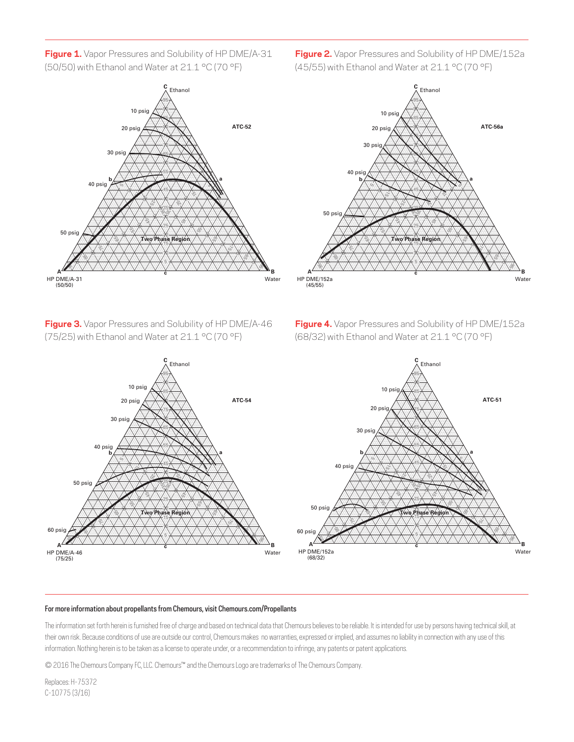**Figure 1.** Vapor Pressures and Solubility of HP DME/A-31 (50/50) with Ethanol and Water at 21.1 °C (70 °F)

C Ethanol
ATC-52
10 psig
20 psig
30 psig
40 psig
50 psig
b
a
Two Phase Region
A HP DME/A-31 (50/50)
c
B Water

**Figure 2.** Vapor Pressures and Solubility of HP DME/152a (45/55) with Ethanol and Water at 21.1 °C (70 °F)

C Ethanol
ATC-56a
10 psig
20 psig
30 psig
40 psig
50 psig
b
a
Two Phase Region
A HP DME/152a (45/55)
c
B Water

**Figure 3.** Vapor Pressures and Solubility of HP DME/A-46 (75/25) with Ethanol and Water at 21.1 °C (70 °F)

C Ethanol
ATC-54
10 psig
20 psig
30 psig
40 psig
50 psig
60 psig
b
a
Two Phase Region
A HP DME/A-46 (75/25)
c
B Water

**Figure 4.** Vapor Pressures and Solubility of HP DME/152a (68/32) with Ethanol and Water at 21.1 °C (70 °F)

C Ethanol
ATC-51
10 psig
20 psig
30 psig
40 psig
50 psig
60 psig
b
a
Two Phase Region
A HP DME/152a (68/32)
c
B Water

**For more information about propellants from Chemours, visit Chemours.com/Propellants**

The information set forth herein is furnished free of charge and based on technical data that Chemours believes to be reliable. It is intended for use by persons having technical skill, at their own risk. Because conditions of use are outside our control, Chemours makes no warranties, expressed or implied, and assumes no liability in connection with any use of this information. Nothing herein is to be taken as a license to operate under, or a recommendation to infringe, any patents or patent applications.

© 2016 The Chemours Company FC, LLC. Chemours™ and the Chemours Logo are trademarks of The Chemours Company.

Replaces: H-75372
C-10775 (3/16)